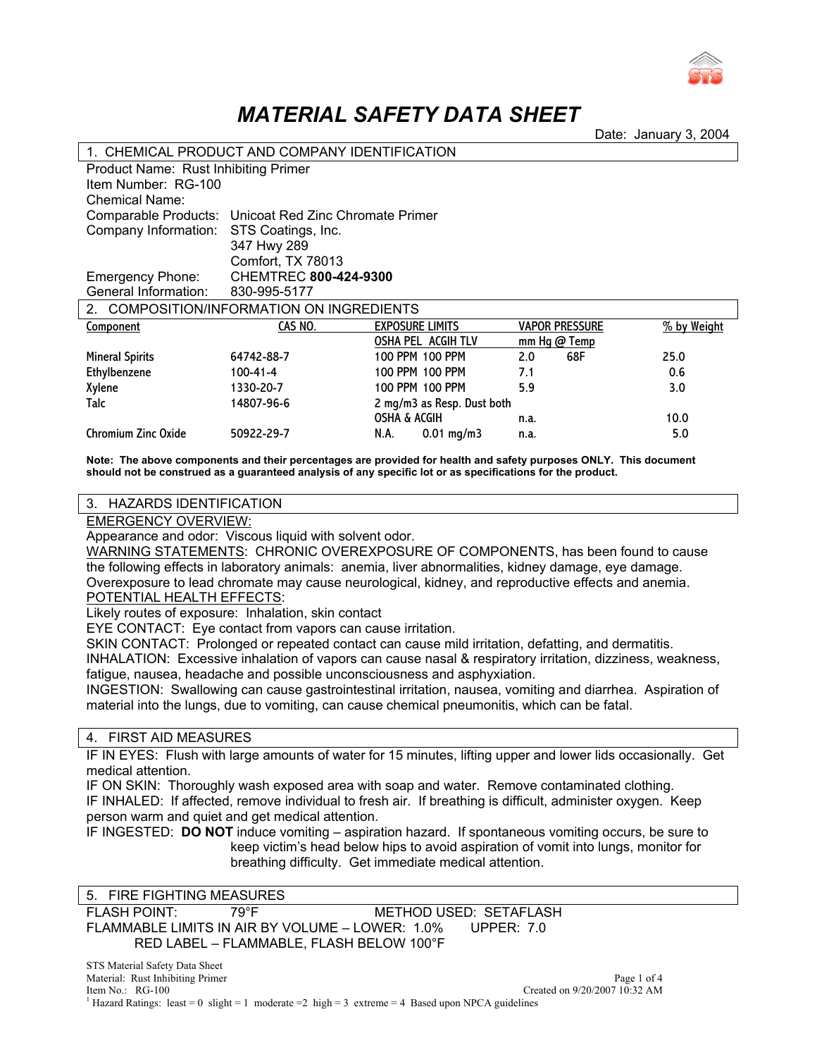# MATERIAL SAFETY DATA SHEET

Date: January 3, 2004

## 1. CHEMICAL PRODUCT AND COMPANY IDENTIFICATION

Product Name: Rust Inhibiting Primer
Item Number: RG-100
Chemical Name:
Comparable Products: Unicoat Red Zinc Chromate Primer
Company Information: STS Coatings, Inc.
347 Hwy 289
Comfort, TX 78013
Emergency Phone: CHEMTREC **800-424-9300**
General Information: 830-995-5177

## 2. COMPOSITION/INFORMATION ON INGREDIENTS

| Component | CAS NO. | EXPOSURE LIMITS OSHA PEL ACGIH TLV | VAPOR PRESSURE mm Hg @ Temp | % by Weight |
|---|---|---|---|---|
| Mineral Spirits | 64742-88-7 | 100 PPM 100 PPM | 2.0 68F | 25.0 |
| Ethylbenzene | 100-41-4 | 100 PPM 100 PPM | 7.1 | 0.6 |
| Xylene | 1330-20-7 | 100 PPM 100 PPM | 5.9 | 3.0 |
| Talc | 14807-96-6 | 2 mg/m3 as Resp. Dust both OSHA & ACGIH | n.a. | 10.0 |
| Chromium Zinc Oxide | 50922-29-7 | N.A. 0.01 mg/m3 | n.a. | 5.0 |

**Note: The above components and their percentages are provided for health and safety purposes ONLY. This document should not be construed as a guaranteed analysis of any specific lot or as specifications for the product.**

## 3. HAZARDS IDENTIFICATION

EMERGENCY OVERVIEW:
Appearance and odor: Viscous liquid with solvent odor.
WARNING STATEMENTS: CHRONIC OVEREXPOSURE OF COMPONENTS, has been found to cause the following effects in laboratory animals: anemia, liver abnormalities, kidney damage, eye damage. Overexposure to lead chromate may cause neurological, kidney, and reproductive effects and anemia.
POTENTIAL HEALTH EFFECTS:
Likely routes of exposure: Inhalation, skin contact
EYE CONTACT: Eye contact from vapors can cause irritation.
SKIN CONTACT: Prolonged or repeated contact can cause mild irritation, defatting, and dermatitis.
INHALATION: Excessive inhalation of vapors can cause nasal & respiratory irritation, dizziness, weakness, fatigue, nausea, headache and possible unconsciousness and asphyxiation.
INGESTION: Swallowing can cause gastrointestinal irritation, nausea, vomiting and diarrhea. Aspiration of material into the lungs, due to vomiting, can cause chemical pneumonitis, which can be fatal.

## 4. FIRST AID MEASURES

IF IN EYES: Flush with large amounts of water for 15 minutes, lifting upper and lower lids occasionally. Get medical attention.
IF ON SKIN: Thoroughly wash exposed area with soap and water. Remove contaminated clothing.
IF INHALED: If affected, remove individual to fresh air. If breathing is difficult, administer oxygen. Keep person warm and quiet and get medical attention.
IF INGESTED: **DO NOT** induce vomiting – aspiration hazard. If spontaneous vomiting occurs, be sure to keep victim's head below hips to avoid aspiration of vomit into lungs, monitor for breathing difficulty. Get immediate medical attention.

## 5. FIRE FIGHTING MEASURES

FLASH POINT: 79°F METHOD USED: SETAFLASH
FLAMMABLE LIMITS IN AIR BY VOLUME – LOWER: 1.0% UPPER: 7.0
RED LABEL – FLAMMABLE, FLASH BELOW 100°F

[1] Hazard Ratings: least = 0 slight = 1 moderate =2 high = 3 extreme = 4 Based upon NPCA guidelines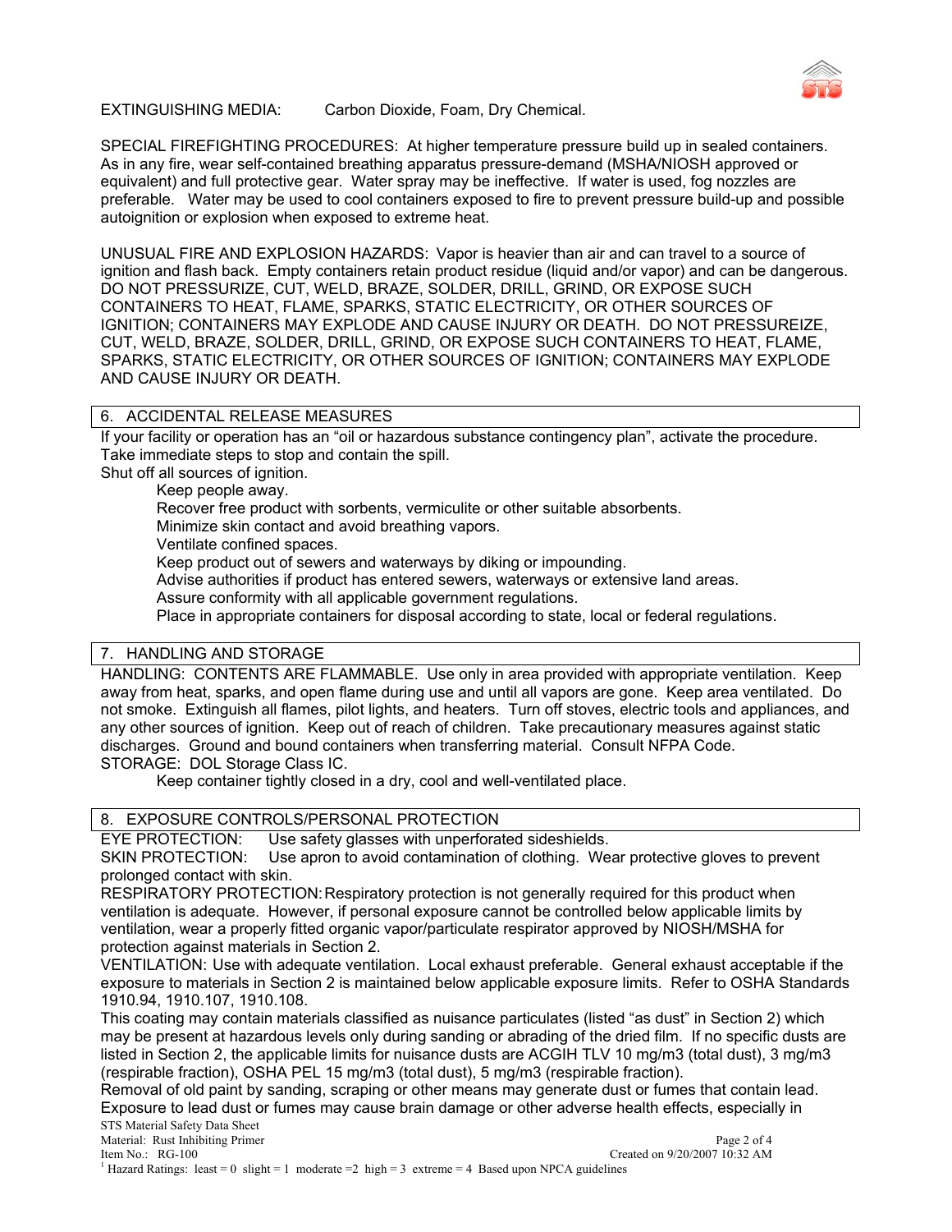EXTINGUISHING MEDIA: Carbon Dioxide, Foam, Dry Chemical.

SPECIAL FIREFIGHTING PROCEDURES: At higher temperature pressure build up in sealed containers. As in any fire, wear self-contained breathing apparatus pressure-demand (MSHA/NIOSH approved or equivalent) and full protective gear. Water spray may be ineffective. If water is used, fog nozzles are preferable. Water may be used to cool containers exposed to fire to prevent pressure build-up and possible autoignition or explosion when exposed to extreme heat.

UNUSUAL FIRE AND EXPLOSION HAZARDS: Vapor is heavier than air and can travel to a source of ignition and flash back. Empty containers retain product residue (liquid and/or vapor) and can be dangerous. DO NOT PRESSURIZE, CUT, WELD, BRAZE, SOLDER, DRILL, GRIND, OR EXPOSE SUCH CONTAINERS TO HEAT, FLAME, SPARKS, STATIC ELECTRICITY, OR OTHER SOURCES OF IGNITION; CONTAINERS MAY EXPLODE AND CAUSE INJURY OR DEATH. DO NOT PRESSUREIZE, CUT, WELD, BRAZE, SOLDER, DRILL, GRIND, OR EXPOSE SUCH CONTAINERS TO HEAT, FLAME, SPARKS, STATIC ELECTRICITY, OR OTHER SOURCES OF IGNITION; CONTAINERS MAY EXPLODE AND CAUSE INJURY OR DEATH.

## 6. ACCIDENTAL RELEASE MEASURES

If your facility or operation has an "oil or hazardous substance contingency plan", activate the procedure.
Take immediate steps to stop and contain the spill.
Shut off all sources of ignition.

Keep people away.
Recover free product with sorbents, vermiculite or other suitable absorbents.
Minimize skin contact and avoid breathing vapors.
Ventilate confined spaces.
Keep product out of sewers and waterways by diking or impounding.
Advise authorities if product has entered sewers, waterways or extensive land areas.
Assure conformity with all applicable government regulations.
Place in appropriate containers for disposal according to state, local or federal regulations.

## 7. HANDLING AND STORAGE

HANDLING: CONTENTS ARE FLAMMABLE. Use only in area provided with appropriate ventilation. Keep away from heat, sparks, and open flame during use and until all vapors are gone. Keep area ventilated. Do not smoke. Extinguish all flames, pilot lights, and heaters. Turn off stoves, electric tools and appliances, and any other sources of ignition. Keep out of reach of children. Take precautionary measures against static discharges. Ground and bound containers when transferring material. Consult NFPA Code.
STORAGE: DOL Storage Class IC.

Keep container tightly closed in a dry, cool and well-ventilated place.

## 8. EXPOSURE CONTROLS/PERSONAL PROTECTION

EYE PROTECTION: Use safety glasses with unperforated sideshields.
SKIN PROTECTION: Use apron to avoid contamination of clothing. Wear protective gloves to prevent prolonged contact with skin.
RESPIRATORY PROTECTION: Respiratory protection is not generally required for this product when ventilation is adequate. However, if personal exposure cannot be controlled below applicable limits by ventilation, wear a properly fitted organic vapor/particulate respirator approved by NIOSH/MSHA for protection against materials in Section 2.
VENTILATION: Use with adequate ventilation. Local exhaust preferable. General exhaust acceptable if the exposure to materials in Section 2 is maintained below applicable exposure limits. Refer to OSHA Standards 1910.94, 1910.107, 1910.108.
This coating may contain materials classified as nuisance particulates (listed "as dust" in Section 2) which may be present at hazardous levels only during sanding or abrading of the dried film. If no specific dusts are listed in Section 2, the applicable limits for nuisance dusts are ACGIH TLV 10 mg/m3 (total dust), 3 mg/m3 (respirable fraction), OSHA PEL 15 mg/m3 (total dust), 5 mg/m3 (respirable fraction).
Removal of old paint by sanding, scraping or other means may generate dust or fumes that contain lead. Exposure to lead dust or fumes may cause brain damage or other adverse health effects, especially in

[1] Hazard Ratings: least = 0 slight = 1 moderate =2 high = 3 extreme = 4 Based upon NPCA guidelines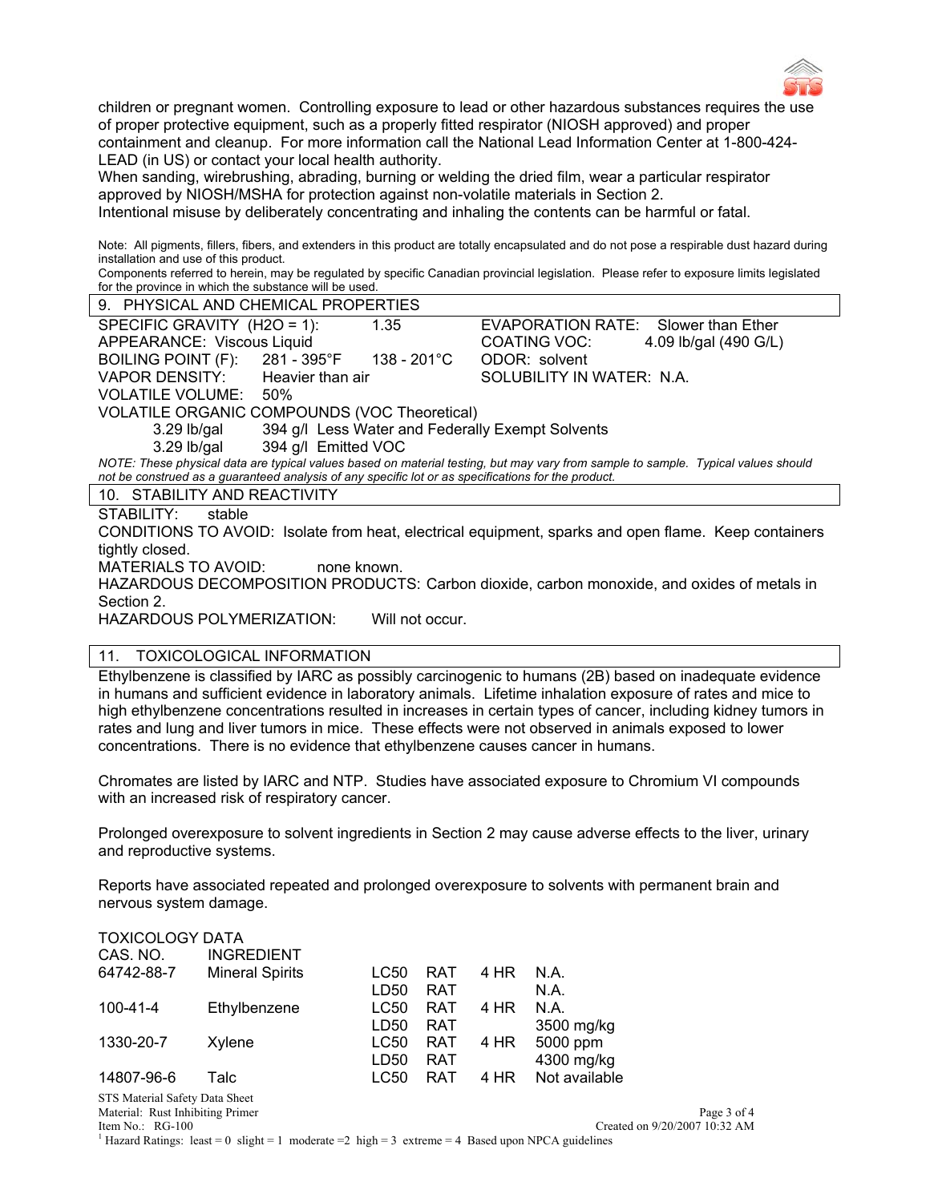children or pregnant women. Controlling exposure to lead or other hazardous substances requires the use of proper protective equipment, such as a properly fitted respirator (NIOSH approved) and proper containment and cleanup. For more information call the National Lead Information Center at 1-800-424-LEAD (in US) or contact your local health authority.
When sanding, wirebrushing, abrading, burning or welding the dried film, wear a particular respirator approved by NIOSH/MSHA for protection against non-volatile materials in Section 2.
Intentional misuse by deliberately concentrating and inhaling the contents can be harmful or fatal.

Note: All pigments, fillers, fibers, and extenders in this product are totally encapsulated and do not pose a respirable dust hazard during installation and use of this product.
Components referred to herein, may be regulated by specific Canadian provincial legislation. Please refer to exposure limits legislated for the province in which the substance will be used.

## 9. PHYSICAL AND CHEMICAL PROPERTIES

SPECIFIC GRAVITY (H2O = 1): 1.35
EVAPORATION RATE: Slower than Ether
APPEARANCE: Viscous Liquid
COATING VOC: 4.09 lb/gal (490 G/L)
BOILING POINT (F): 281 - 395°F 138 - 201°C
ODOR: solvent
VAPOR DENSITY: Heavier than air
SOLUBILITY IN WATER: N.A.
VOLATILE VOLUME: 50%
VOLATILE ORGANIC COMPOUNDS (VOC Theoretical)
3.29 lb/gal 394 g/l Less Water and Federally Exempt Solvents
3.29 lb/gal 394 g/l Emitted VOC

*NOTE: These physical data are typical values based on material testing, but may vary from sample to sample. Typical values should not be construed as a guaranteed analysis of any specific lot or as specifications for the product.*

## 10. STABILITY AND REACTIVITY

STABILITY: stable
CONDITIONS TO AVOID: Isolate from heat, electrical equipment, sparks and open flame. Keep containers tightly closed.
MATERIALS TO AVOID: none known.
HAZARDOUS DECOMPOSITION PRODUCTS: Carbon dioxide, carbon monoxide, and oxides of metals in Section 2.
HAZARDOUS POLYMERIZATION: Will not occur.

## 11. TOXICOLOGICAL INFORMATION

Ethylbenzene is classified by IARC as possibly carcinogenic to humans (2B) based on inadequate evidence in humans and sufficient evidence in laboratory animals. Lifetime inhalation exposure of rates and mice to high ethylbenzene concentrations resulted in increases in certain types of cancer, including kidney tumors in rates and lung and liver tumors in mice. These effects were not observed in animals exposed to lower concentrations. There is no evidence that ethylbenzene causes cancer in humans.

Chromates are listed by IARC and NTP. Studies have associated exposure to Chromium VI compounds with an increased risk of respiratory cancer.

Prolonged overexposure to solvent ingredients in Section 2 may cause adverse effects to the liver, urinary and reproductive systems.

Reports have associated repeated and prolonged overexposure to solvents with permanent brain and nervous system damage.

TOXICOLOGY DATA

| CAS. NO. | INGREDIENT | | | | |
|---|---|---|---|---|---|
| 64742-88-7 | Mineral Spirits | LC50 | RAT | 4 HR | N.A. |
| | | LD50 | RAT | | N.A. |
| 100-41-4 | Ethylbenzene | LC50 | RAT | 4 HR | N.A. |
| | | LD50 | RAT | | 3500 mg/kg |
| 1330-20-7 | Xylene | LC50 | RAT | 4 HR | 5000 ppm |
| | | LD50 | RAT | | 4300 mg/kg |
| 14807-96-6 | Talc | LC50 | RAT | 4 HR | Not available |

STS Material Safety Data Sheet
Material: Rust Inhibiting Primer
Item No.: RG-100
Created on 9/20/2007 10:32 AM

[1] Hazard Ratings: least = 0 slight = 1 moderate =2 high = 3 extreme = 4 Based upon NPCA guidelines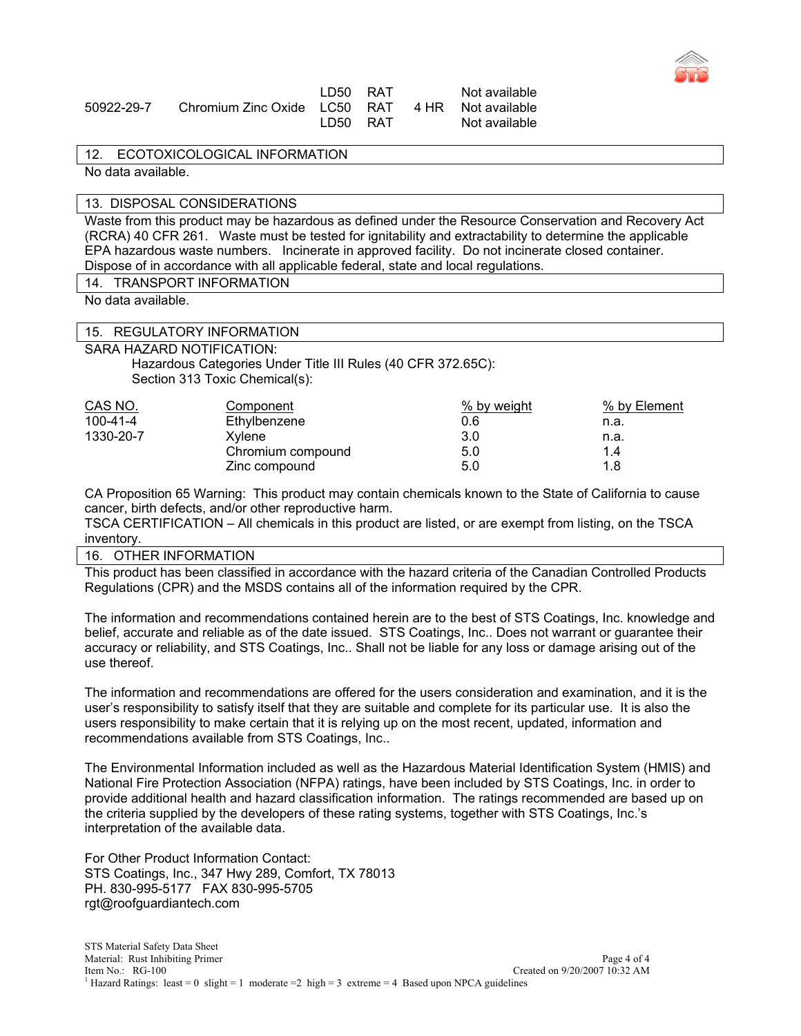| | | | | | |
|---|---|---|---|---|---|
| 50922-29-7 | Chromium Zinc Oxide | LD50 | RAT | | Not available |
| | | LC50 | RAT | 4 HR | Not available |
| | | LD50 | RAT | | Not available |

## 12. ECOTOXICOLOGICAL INFORMATION

No data available.

## 13. DISPOSAL CONSIDERATIONS

Waste from this product may be hazardous as defined under the Resource Conservation and Recovery Act (RCRA) 40 CFR 261. Waste must be tested for ignitability and extractability to determine the applicable EPA hazardous waste numbers. Incinerate in approved facility. Do not incinerate closed container. Dispose of in accordance with all applicable federal, state and local regulations.

## 14. TRANSPORT INFORMATION

No data available.

## 15. REGULATORY INFORMATION

SARA HAZARD NOTIFICATION:

Hazardous Categories Under Title III Rules (40 CFR 372.65C):
Section 313 Toxic Chemical(s):

| CAS NO. | Component | % by weight | % by Element |
|---|---|---|---|
| 100-41-4 | Ethylbenzene | 0.6 | n.a. |
| 1330-20-7 | Xylene | 3.0 | n.a. |
| | Chromium compound | 5.0 | 1.4 |
| | Zinc compound | 5.0 | 1.8 |

CA Proposition 65 Warning: This product may contain chemicals known to the State of California to cause cancer, birth defects, and/or other reproductive harm.
TSCA CERTIFICATION – All chemicals in this product are listed, or are exempt from listing, on the TSCA inventory.

## 16. OTHER INFORMATION

This product has been classified in accordance with the hazard criteria of the Canadian Controlled Products Regulations (CPR) and the MSDS contains all of the information required by the CPR.

The information and recommendations contained herein are to the best of STS Coatings, Inc. knowledge and belief, accurate and reliable as of the date issued. STS Coatings, Inc.. Does not warrant or guarantee their accuracy or reliability, and STS Coatings, Inc.. Shall not be liable for any loss or damage arising out of the use thereof.

The information and recommendations are offered for the users consideration and examination, and it is the user's responsibility to satisfy itself that they are suitable and complete for its particular use. It is also the users responsibility to make certain that it is relying up on the most recent, updated, information and recommendations available from STS Coatings, Inc..

The Environmental Information included as well as the Hazardous Material Identification System (HMIS) and National Fire Protection Association (NFPA) ratings, have been included by STS Coatings, Inc. in order to provide additional health and hazard classification information. The ratings recommended are based up on the criteria supplied by the developers of these rating systems, together with STS Coatings, Inc.'s interpretation of the available data.

For Other Product Information Contact:
STS Coatings, Inc., 347 Hwy 289, Comfort, TX 78013
PH. 830-995-5177 FAX 830-995-5705
rgt@roofguardiantech.com

STS Material Safety Data Sheet
Material: Rust Inhibiting Primer
Item No.: RG-100
Created on 9/20/2007 10:32 AM

[1] Hazard Ratings: least = 0 slight = 1 moderate =2 high = 3 extreme = 4 Based upon NPCA guidelines